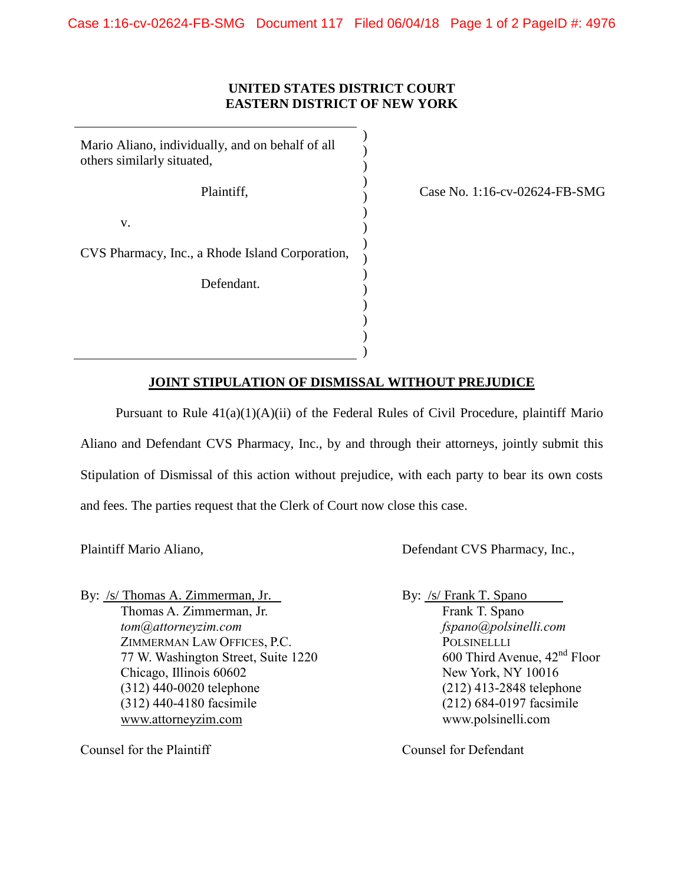**UNITED STATES DISTRICT COURT**
**EASTERN DISTRICT OF NEW YORK**

Mario Aliano, individually, and on behalf of all others similarly situated,

Plaintiff,

v.

CVS Pharmacy, Inc., a Rhode Island Corporation,

Defendant.

Case No. 1:16-cv-02624-FB-SMG

**JOINT STIPULATION OF DISMISSAL WITHOUT PREJUDICE**

Pursuant to Rule 41(a)(1)(A)(ii) of the Federal Rules of Civil Procedure, plaintiff Mario Aliano and Defendant CVS Pharmacy, Inc., by and through their attorneys, jointly submit this Stipulation of Dismissal of this action without prejudice, with each party to bear its own costs and fees. The parties request that the Clerk of Court now close this case.

Plaintiff Mario Aliano,

By: /s/ Thomas A. Zimmerman, Jr.
Thomas A. Zimmerman, Jr.
*tom@attorneyzim.com*
ZIMMERMAN LAW OFFICES, P.C.
77 W. Washington Street, Suite 1220
Chicago, Illinois 60602
(312) 440-0020 telephone
(312) 440-4180 facsimile
www.attorneyzim.com

Counsel for the Plaintiff

Defendant CVS Pharmacy, Inc.,

By: /s/ Frank T. Spano
Frank T. Spano
*fspano@polsinelli.com*
POLSINELLLI
600 Third Avenue, 42nd Floor
New York, NY 10016
(212) 413-2848 telephone
(212) 684-0197 facsimile
www.polsinelli.com

Counsel for Defendant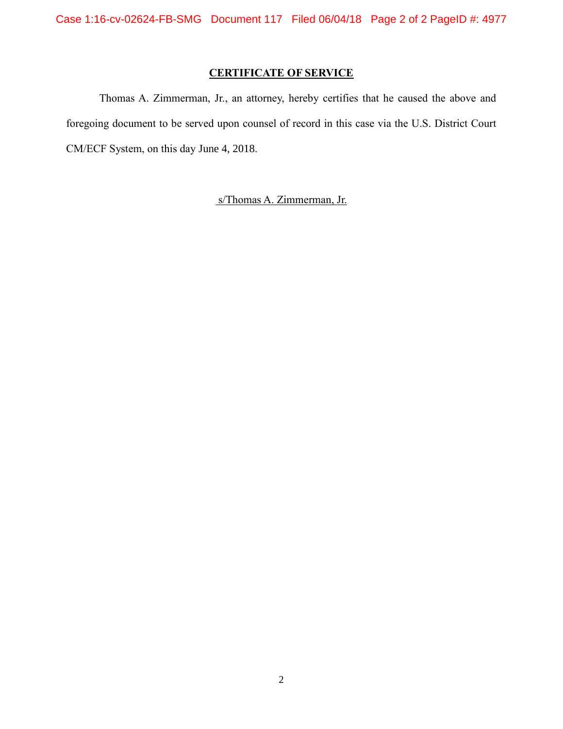**CERTIFICATE OF SERVICE**

Thomas A. Zimmerman, Jr., an attorney, hereby certifies that he caused the above and foregoing document to be served upon counsel of record in this case via the U.S. District Court CM/ECF System, on this day June 4, 2018.

s/Thomas A. Zimmerman, Jr.